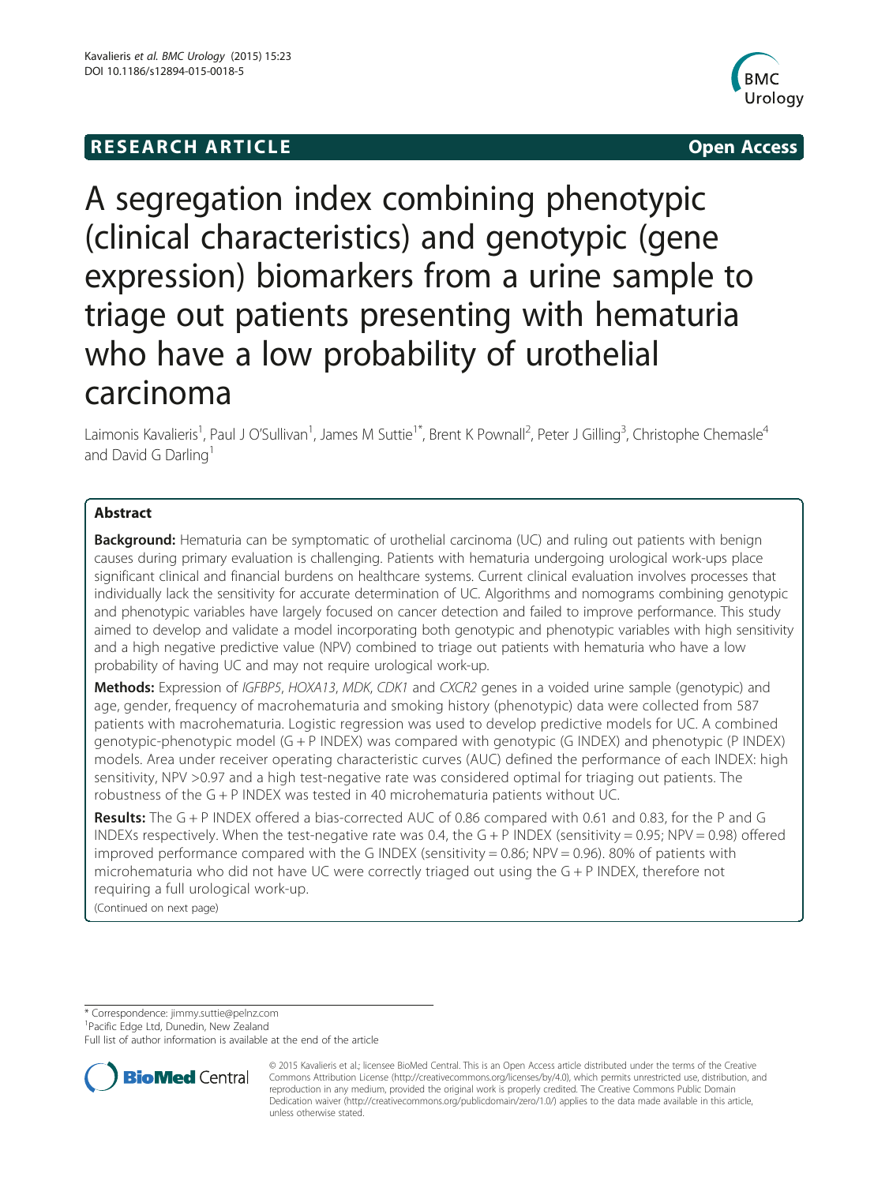RESEARCH ARTICLE Open Access

# A segregation index combining phenotypic (clinical characteristics) and genotypic (gene expression) biomarkers from a urine sample to triage out patients presenting with hematuria who have a low probability of urothelial carcinoma

Laimonis Kavalieris[1], Paul J O'Sullivan[1], James M Suttie[1*], Brent K Pownall[2], Peter J Gilling[3], Christophe Chemasle[4] and David G Darling[1]

## Abstract

**Background:** Hematuria can be symptomatic of urothelial carcinoma (UC) and ruling out patients with benign causes during primary evaluation is challenging. Patients with hematuria undergoing urological work-ups place significant clinical and financial burdens on healthcare systems. Current clinical evaluation involves processes that individually lack the sensitivity for accurate determination of UC. Algorithms and nomograms combining genotypic and phenotypic variables have largely focused on cancer detection and failed to improve performance. This study aimed to develop and validate a model incorporating both genotypic and phenotypic variables with high sensitivity and a high negative predictive value (NPV) combined to triage out patients with hematuria who have a low probability of having UC and may not require urological work-up.

**Methods:** Expression of *IGFBP5*, *HOXA13*, *MDK*, *CDK1* and *CXCR2* genes in a voided urine sample (genotypic) and age, gender, frequency of macrohematuria and smoking history (phenotypic) data were collected from 587 patients with macrohematuria. Logistic regression was used to develop predictive models for UC. A combined genotypic-phenotypic model (G + P INDEX) was compared with genotypic (G INDEX) and phenotypic (P INDEX) models. Area under receiver operating characteristic curves (AUC) defined the performance of each INDEX: high sensitivity, NPV >0.97 and a high test-negative rate was considered optimal for triaging out patients. The robustness of the G + P INDEX was tested in 40 microhematuria patients without UC.

**Results:** The G + P INDEX offered a bias-corrected AUC of 0.86 compared with 0.61 and 0.83, for the P and G INDEXs respectively. When the test-negative rate was 0.4, the G + P INDEX (sensitivity = 0.95; NPV = 0.98) offered improved performance compared with the G INDEX (sensitivity = 0.86; NPV = 0.96). 80% of patients with microhematuria who did not have UC were correctly triaged out using the G + P INDEX, therefore not requiring a full urological work-up.

(Continued on next page)

* Correspondence: jimmy.suttie@pelnz.com
[1]Pacific Edge Ltd, Dunedin, New Zealand
Full list of author information is available at the end of the article

© 2015 Kavalieris et al.; licensee BioMed Central. This is an Open Access article distributed under the terms of the Creative Commons Attribution License (http://creativecommons.org/licenses/by/4.0), which permits unrestricted use, distribution, and reproduction in any medium, provided the original work is properly credited. The Creative Commons Public Domain Dedication waiver (http://creativecommons.org/publicdomain/zero/1.0/) applies to the data made available in this article, unless otherwise stated.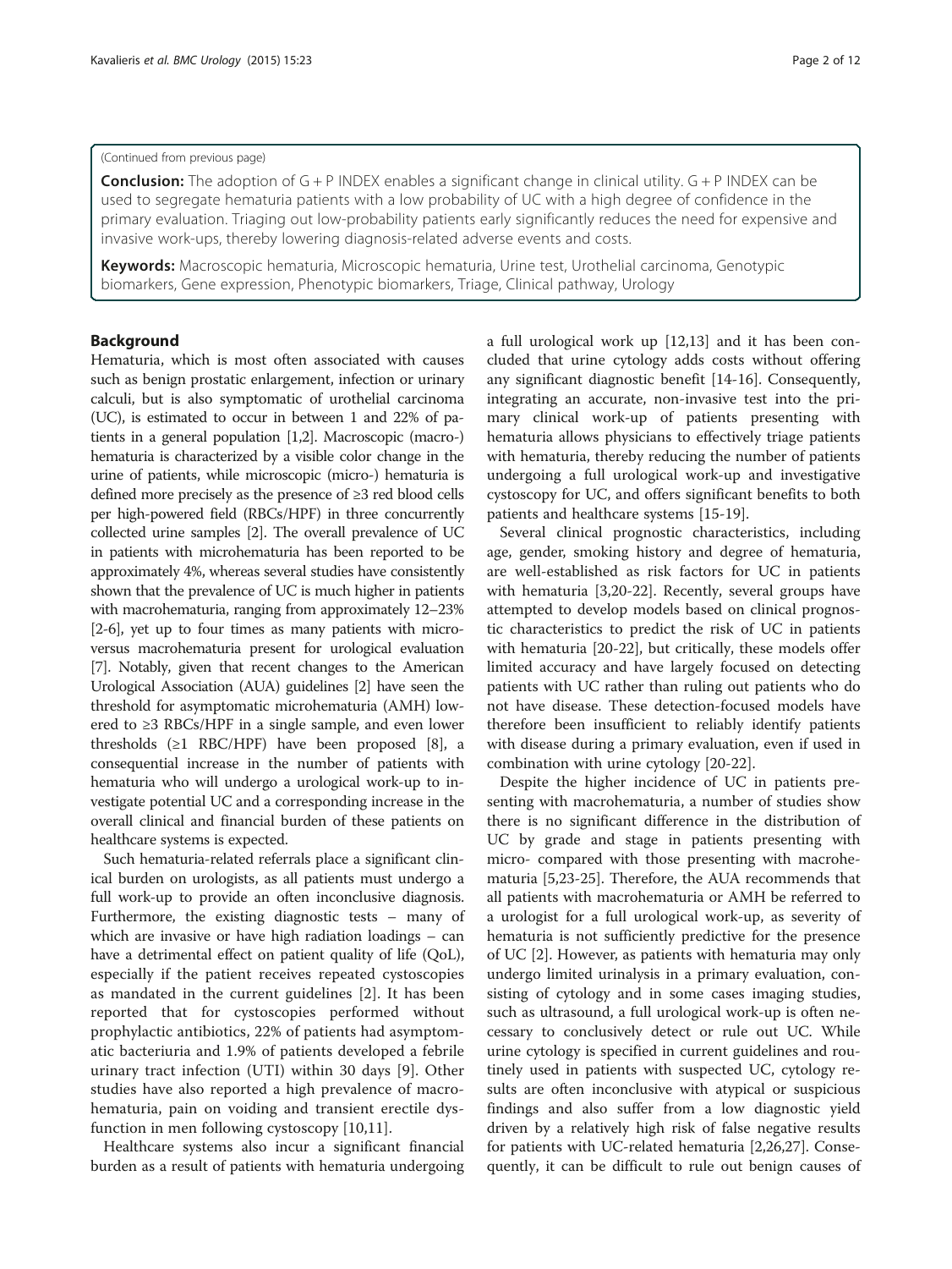(Continued from previous page)

**Conclusion:** The adoption of G + P INDEX enables a significant change in clinical utility. G + P INDEX can be used to segregate hematuria patients with a low probability of UC with a high degree of confidence in the primary evaluation. Triaging out low-probability patients early significantly reduces the need for expensive and invasive work-ups, thereby lowering diagnosis-related adverse events and costs.

**Keywords:** Macroscopic hematuria, Microscopic hematuria, Urine test, Urothelial carcinoma, Genotypic biomarkers, Gene expression, Phenotypic biomarkers, Triage, Clinical pathway, Urology

## Background

Hematuria, which is most often associated with causes such as benign prostatic enlargement, infection or urinary calculi, but is also symptomatic of urothelial carcinoma (UC), is estimated to occur in between 1 and 22% of patients in a general population [1,2]. Macroscopic (macro-) hematuria is characterized by a visible color change in the urine of patients, while microscopic (micro-) hematuria is defined more precisely as the presence of ≥3 red blood cells per high-powered field (RBCs/HPF) in three concurrently collected urine samples [2]. The overall prevalence of UC in patients with microhematuria has been reported to be approximately 4%, whereas several studies have consistently shown that the prevalence of UC is much higher in patients with macrohematuria, ranging from approximately 12–23% [2-6], yet up to four times as many patients with micro- versus macrohematuria present for urological evaluation [7]. Notably, given that recent changes to the American Urological Association (AUA) guidelines [2] have seen the threshold for asymptomatic microhematuria (AMH) lowered to ≥3 RBCs/HPF in a single sample, and even lower thresholds (≥1 RBC/HPF) have been proposed [8], a consequential increase in the number of patients with hematuria who will undergo a urological work-up to investigate potential UC and a corresponding increase in the overall clinical and financial burden of these patients on healthcare systems is expected.

Such hematuria-related referrals place a significant clinical burden on urologists, as all patients must undergo a full work-up to provide an often inconclusive diagnosis. Furthermore, the existing diagnostic tests – many of which are invasive or have high radiation loadings – can have a detrimental effect on patient quality of life (QoL), especially if the patient receives repeated cystoscopies as mandated in the current guidelines [2]. It has been reported that for cystoscopies performed without prophylactic antibiotics, 22% of patients had asymptomatic bacteriuria and 1.9% of patients developed a febrile urinary tract infection (UTI) within 30 days [9]. Other studies have also reported a high prevalence of macrohematuria, pain on voiding and transient erectile dysfunction in men following cystoscopy [10,11].

Healthcare systems also incur a significant financial burden as a result of patients with hematuria undergoing a full urological work up [12,13] and it has been concluded that urine cytology adds costs without offering any significant diagnostic benefit [14-16]. Consequently, integrating an accurate, non-invasive test into the primary clinical work-up of patients presenting with hematuria allows physicians to effectively triage patients with hematuria, thereby reducing the number of patients undergoing a full urological work-up and investigative cystoscopy for UC, and offers significant benefits to both patients and healthcare systems [15-19].

Several clinical prognostic characteristics, including age, gender, smoking history and degree of hematuria, are well-established as risk factors for UC in patients with hematuria [3,20-22]. Recently, several groups have attempted to develop models based on clinical prognostic characteristics to predict the risk of UC in patients with hematuria [20-22], but critically, these models offer limited accuracy and have largely focused on detecting patients with UC rather than ruling out patients who do not have disease. These detection-focused models have therefore been insufficient to reliably identify patients with disease during a primary evaluation, even if used in combination with urine cytology [20-22].

Despite the higher incidence of UC in patients presenting with macrohematuria, a number of studies show there is no significant difference in the distribution of UC by grade and stage in patients presenting with micro- compared with those presenting with macrohematuria [5,23-25]. Therefore, the AUA recommends that all patients with macrohematuria or AMH be referred to a urologist for a full urological work-up, as severity of hematuria is not sufficiently predictive for the presence of UC [2]. However, as patients with hematuria may only undergo limited urinalysis in a primary evaluation, consisting of cytology and in some cases imaging studies, such as ultrasound, a full urological work-up is often necessary to conclusively detect or rule out UC. While urine cytology is specified in current guidelines and routinely used in patients with suspected UC, cytology results are often inconclusive with atypical or suspicious findings and also suffer from a low diagnostic yield driven by a relatively high risk of false negative results for patients with UC-related hematuria [2,26,27]. Consequently, it can be difficult to rule out benign causes of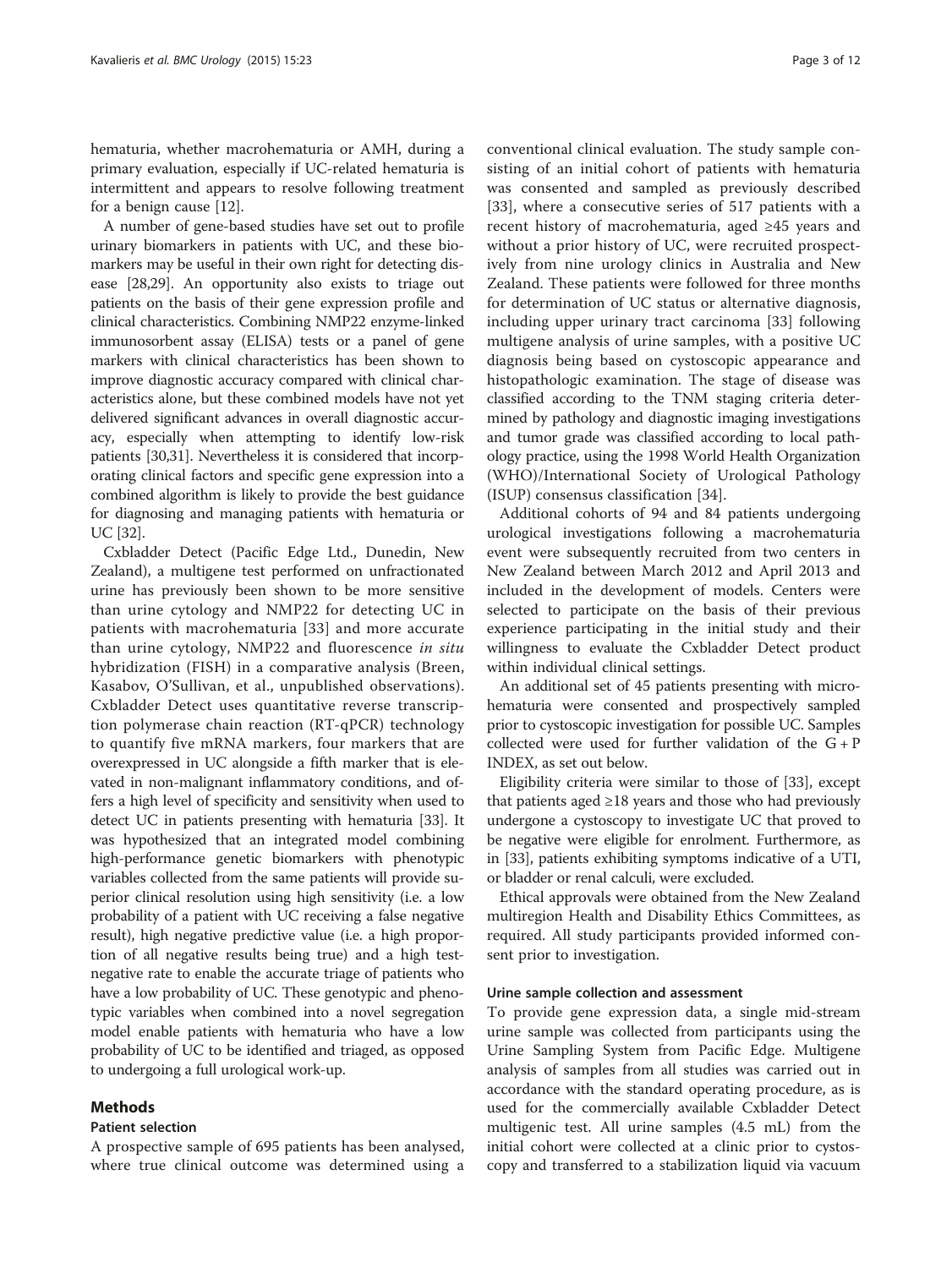hematuria, whether macrohematuria or AMH, during a primary evaluation, especially if UC-related hematuria is intermittent and appears to resolve following treatment for a benign cause [12].

A number of gene-based studies have set out to profile urinary biomarkers in patients with UC, and these biomarkers may be useful in their own right for detecting disease [28,29]. An opportunity also exists to triage out patients on the basis of their gene expression profile and clinical characteristics. Combining NMP22 enzyme-linked immunosorbent assay (ELISA) tests or a panel of gene markers with clinical characteristics has been shown to improve diagnostic accuracy compared with clinical characteristics alone, but these combined models have not yet delivered significant advances in overall diagnostic accuracy, especially when attempting to identify low-risk patients [30,31]. Nevertheless it is considered that incorporating clinical factors and specific gene expression into a combined algorithm is likely to provide the best guidance for diagnosing and managing patients with hematuria or UC [32].

Cxbladder Detect (Pacific Edge Ltd., Dunedin, New Zealand), a multigene test performed on unfractionated urine has previously been shown to be more sensitive than urine cytology and NMP22 for detecting UC in patients with macrohematuria [33] and more accurate than urine cytology, NMP22 and fluorescence *in situ* hybridization (FISH) in a comparative analysis (Breen, Kasabov, O'Sullivan, et al., unpublished observations). Cxbladder Detect uses quantitative reverse transcription polymerase chain reaction (RT-qPCR) technology to quantify five mRNA markers, four markers that are overexpressed in UC alongside a fifth marker that is elevated in non-malignant inflammatory conditions, and offers a high level of specificity and sensitivity when used to detect UC in patients presenting with hematuria [33]. It was hypothesized that an integrated model combining high-performance genetic biomarkers with phenotypic variables collected from the same patients will provide superior clinical resolution using high sensitivity (i.e. a low probability of a patient with UC receiving a false negative result), high negative predictive value (i.e. a high proportion of all negative results being true) and a high test-negative rate to enable the accurate triage of patients who have a low probability of UC. These genotypic and phenotypic variables when combined into a novel segregation model enable patients with hematuria who have a low probability of UC to be identified and triaged, as opposed to undergoing a full urological work-up.

## Methods

### Patient selection

A prospective sample of 695 patients has been analysed, where true clinical outcome was determined using a conventional clinical evaluation. The study sample consisting of an initial cohort of patients with hematuria was consented and sampled as previously described [33], where a consecutive series of 517 patients with a recent history of macrohematuria, aged ≥45 years and without a prior history of UC, were recruited prospectively from nine urology clinics in Australia and New Zealand. These patients were followed for three months for determination of UC status or alternative diagnosis, including upper urinary tract carcinoma [33] following multigene analysis of urine samples, with a positive UC diagnosis being based on cystoscopic appearance and histopathologic examination. The stage of disease was classified according to the TNM staging criteria determined by pathology and diagnostic imaging investigations and tumor grade was classified according to local pathology practice, using the 1998 World Health Organization (WHO)/International Society of Urological Pathology (ISUP) consensus classification [34].

Additional cohorts of 94 and 84 patients undergoing urological investigations following a macrohematuria event were subsequently recruited from two centers in New Zealand between March 2012 and April 2013 and included in the development of models. Centers were selected to participate on the basis of their previous experience participating in the initial study and their willingness to evaluate the Cxbladder Detect product within individual clinical settings.

An additional set of 45 patients presenting with microhematuria were consented and prospectively sampled prior to cystoscopic investigation for possible UC. Samples collected were used for further validation of the G + P INDEX, as set out below.

Eligibility criteria were similar to those of [33], except that patients aged ≥18 years and those who had previously undergone a cystoscopy to investigate UC that proved to be negative were eligible for enrolment. Furthermore, as in [33], patients exhibiting symptoms indicative of a UTI, or bladder or renal calculi, were excluded.

Ethical approvals were obtained from the New Zealand multiregion Health and Disability Ethics Committees, as required. All study participants provided informed consent prior to investigation.

### Urine sample collection and assessment

To provide gene expression data, a single mid-stream urine sample was collected from participants using the Urine Sampling System from Pacific Edge. Multigene analysis of samples from all studies was carried out in accordance with the standard operating procedure, as is used for the commercially available Cxbladder Detect multigenic test. All urine samples (4.5 mL) from the initial cohort were collected at a clinic prior to cystoscopy and transferred to a stabilization liquid via vacuum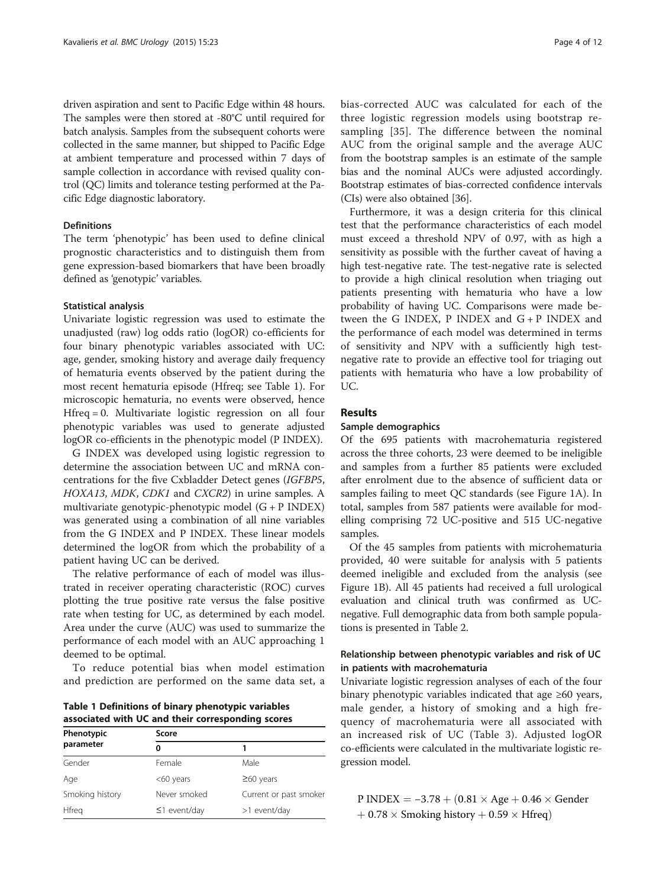driven aspiration and sent to Pacific Edge within 48 hours. The samples were then stored at -80°C until required for batch analysis. Samples from the subsequent cohorts were collected in the same manner, but shipped to Pacific Edge at ambient temperature and processed within 7 days of sample collection in accordance with revised quality control (QC) limits and tolerance testing performed at the Pacific Edge diagnostic laboratory.

### Definitions

The term 'phenotypic' has been used to define clinical prognostic characteristics and to distinguish them from gene expression-based biomarkers that have been broadly defined as 'genotypic' variables.

### Statistical analysis

Univariate logistic regression was used to estimate the unadjusted (raw) log odds ratio (logOR) co-efficients for four binary phenotypic variables associated with UC: age, gender, smoking history and average daily frequency of hematuria events observed by the patient during the most recent hematuria episode (Hfreq; see Table 1). For microscopic hematuria, no events were observed, hence Hfreq = 0. Multivariate logistic regression on all four phenotypic variables was used to generate adjusted logOR co-efficients in the phenotypic model (P INDEX).

G INDEX was developed using logistic regression to determine the association between UC and mRNA concentrations for the five Cxbladder Detect genes (*IGFBP5*, *HOXA13*, *MDK*, *CDK1* and *CXCR2*) in urine samples. A multivariate genotypic-phenotypic model (G + P INDEX) was generated using a combination of all nine variables from the G INDEX and P INDEX. These linear models determined the logOR from which the probability of a patient having UC can be derived.

The relative performance of each of model was illustrated in receiver operating characteristic (ROC) curves plotting the true positive rate versus the false positive rate when testing for UC, as determined by each model. Area under the curve (AUC) was used to summarize the performance of each model with an AUC approaching 1 deemed to be optimal.

To reduce potential bias when model estimation and prediction are performed on the same data set, a bias-corrected AUC was calculated for each of the three logistic regression models using bootstrap re-sampling [35]. The difference between the nominal AUC from the original sample and the average AUC from the bootstrap samples is an estimate of the sample bias and the nominal AUCs were adjusted accordingly. Bootstrap estimates of bias-corrected confidence intervals (CIs) were also obtained [36].

Furthermore, it was a design criteria for this clinical test that the performance characteristics of each model must exceed a threshold NPV of 0.97, with as high a sensitivity as possible with the further caveat of having a high test-negative rate. The test-negative rate is selected to provide a high clinical resolution when triaging out patients presenting with hematuria who have a low probability of having UC. Comparisons were made between the G INDEX, P INDEX and G + P INDEX and the performance of each model was determined in terms of sensitivity and NPV with a sufficiently high test-negative rate to provide an effective tool for triaging out patients with hematuria who have a low probability of UC.

**Table 1 Definitions of binary phenotypic variables associated with UC and their corresponding scores**

| Phenotypic parameter | Score | |
|---|---|---|
| | 0 | 1 |
| Gender | Female | Male |
| Age | <60 years | ≥60 years |
| Smoking history | Never smoked | Current or past smoker |
| Hfreq | ≤1 event/day | >1 event/day |

## Results

### Sample demographics

Of the 695 patients with macrohematuria registered across the three cohorts, 23 were deemed to be ineligible and samples from a further 85 patients were excluded after enrolment due to the absence of sufficient data or samples failing to meet QC standards (see Figure 1A). In total, samples from 587 patients were available for modelling comprising 72 UC-positive and 515 UC-negative samples.

Of the 45 samples from patients with microhematuria provided, 40 were suitable for analysis with 5 patients deemed ineligible and excluded from the analysis (see Figure 1B). All 45 patients had received a full urological evaluation and clinical truth was confirmed as UC-negative. Full demographic data from both sample populations is presented in Table 2.

### Relationship between phenotypic variables and risk of UC in patients with macrohematuria

Univariate logistic regression analyses of each of the four binary phenotypic variables indicated that age ≥60 years, male gender, a history of smoking and a high frequency of macrohematuria were all associated with an increased risk of UC (Table 3). Adjusted logOR co-efficients were calculated in the multivariate logistic regression model.

$$\text{P INDEX} = -3.78 + (0.81 \times \text{Age} + 0.46 \times \text{Gender} + 0.78 \times \text{Smoking history} + 0.59 \times \text{Hfreq})$$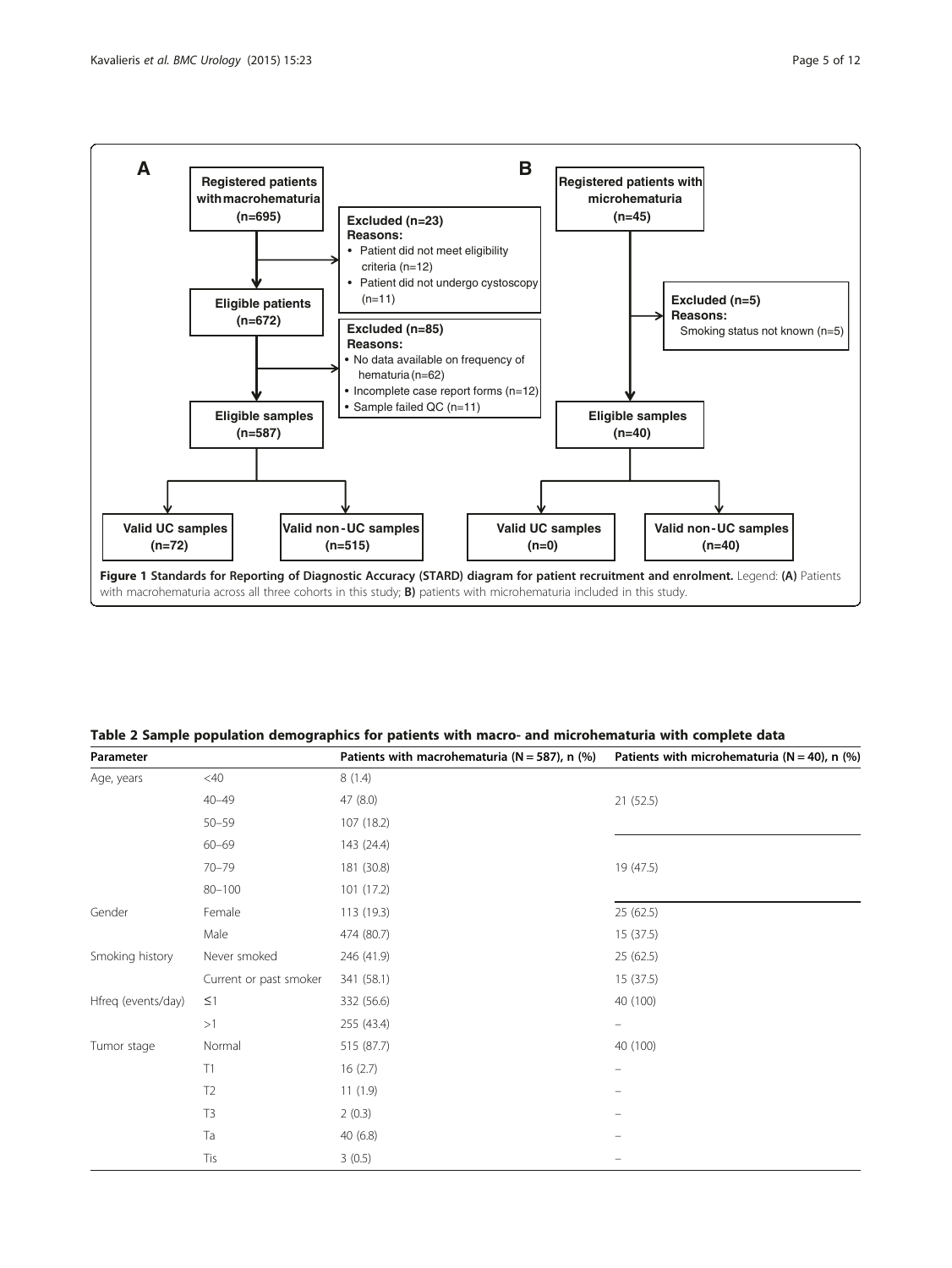**A**

Registered patients with macrohematuria (n=695)

→ Excluded (n=23)
Reasons:
- Patient did not meet eligibility criteria (n=12)
- Patient did not undergo cystoscopy (n=11)

Eligible patients (n=672)

→ Excluded (n=85)
Reasons:
- No data available on frequency of hematuria (n=62)
- Incomplete case report forms (n=12)
- Sample failed QC (n=11)

Eligible samples (n=587)

- Valid UC samples (n=72)
- Valid non-UC samples (n=515)

**B**

Registered patients with microhematuria (n=45)

→ Excluded (n=5)
Reasons:
Smoking status not known (n=5)

Eligible samples (n=40)

- Valid UC samples (n=0)
- Valid non-UC samples (n=40)

**Figure 1 Standards for Reporting of Diagnostic Accuracy (STARD) diagram for patient recruitment and enrolment.** Legend: **(A)** Patients with macrohematuria across all three cohorts in this study; **B)** patients with microhematuria included in this study.

**Table 2 Sample population demographics for patients with macro- and microhematuria with complete data**

| Parameter | | Patients with macrohematuria (N = 587), n (%) | Patients with microhematuria (N = 40), n (%) |
|---|---|---|---|
| Age, years | <40 | 8 (1.4) | |
| | 40–49 | 47 (8.0) | 21 (52.5) |
| | 50–59 | 107 (18.2) | |
| | 60–69 | 143 (24.4) | |
| | 70–79 | 181 (30.8) | 19 (47.5) |
| | 80–100 | 101 (17.2) | |
| Gender | Female | 113 (19.3) | 25 (62.5) |
| | Male | 474 (80.7) | 15 (37.5) |
| Smoking history | Never smoked | 246 (41.9) | 25 (62.5) |
| | Current or past smoker | 341 (58.1) | 15 (37.5) |
| Hfreq (events/day) | ≤1 | 332 (56.6) | 40 (100) |
| | >1 | 255 (43.4) | – |
| Tumor stage | Normal | 515 (87.7) | 40 (100) |
| | T1 | 16 (2.7) | – |
| | T2 | 11 (1.9) | – |
| | T3 | 2 (0.3) | – |
| | Ta | 40 (6.8) | – |
| | Tis | 3 (0.5) | – |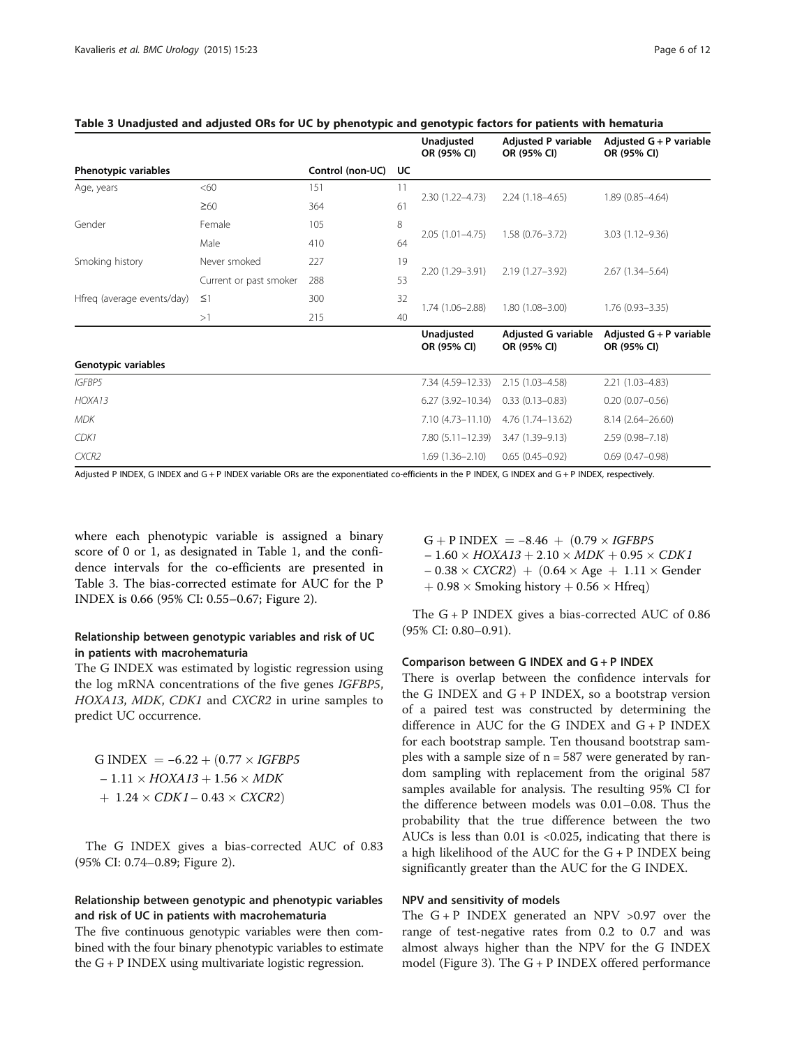**Table 3 Unadjusted and adjusted ORs for UC by phenotypic and genotypic factors for patients with hematuria**

| Phenotypic variables | | Control (non-UC) | UC | Unadjusted OR (95% CI) | Adjusted P variable OR (95% CI) | Adjusted G + P variable OR (95% CI) |
|---|---|---|---|---|---|---|
| Age, years | <60 | 151 | 11 | 2.30 (1.22–4.73) | 2.24 (1.18–4.65) | 1.89 (0.85–4.64) |
| | ≥60 | 364 | 61 | | | |
| Gender | Female | 105 | 8 | 2.05 (1.01–4.75) | 1.58 (0.76–3.72) | 3.03 (1.12–9.36) |
| | Male | 410 | 64 | | | |
| Smoking history | Never smoked | 227 | 19 | 2.20 (1.29–3.91) | 2.19 (1.27–3.92) | 2.67 (1.34–5.64) |
| | Current or past smoker | 288 | 53 | | | |
| Hfreq (average events/day) | ≤1 | 300 | 32 | 1.74 (1.06–2.88) | 1.80 (1.08–3.00) | 1.76 (0.93–3.35) |
| | >1 | 215 | 40 | | | |
| **Genotypic variables** | | | | **Unadjusted OR (95% CI)** | **Adjusted G variable OR (95% CI)** | **Adjusted G + P variable OR (95% CI)** |
| *IGFBP5* | | | | 7.34 (4.59–12.33) | 2.15 (1.03–4.58) | 2.21 (1.03–4.83) |
| *HOXA13* | | | | 6.27 (3.92–10.34) | 0.33 (0.13–0.83) | 0.20 (0.07–0.56) |
| *MDK* | | | | 7.10 (4.73–11.10) | 4.76 (1.74–13.62) | 8.14 (2.64–26.60) |
| *CDK1* | | | | 7.80 (5.11–12.39) | 3.47 (1.39–9.13) | 2.59 (0.98–7.18) |
| *CXCR2* | | | | 1.69 (1.36–2.10) | 0.65 (0.45–0.92) | 0.69 (0.47–0.98) |

Adjusted P INDEX, G INDEX and G + P INDEX variable ORs are the exponentiated co-efficients in the P INDEX, G INDEX and G + P INDEX, respectively.

where each phenotypic variable is assigned a binary score of 0 or 1, as designated in Table 1, and the confidence intervals for the co-efficients are presented in Table 3. The bias-corrected estimate for AUC for the P INDEX is 0.66 (95% CI: 0.55–0.67; Figure 2).

### Relationship between genotypic variables and risk of UC in patients with macrohematuria

The G INDEX was estimated by logistic regression using the log mRNA concentrations of the five genes *IGFBP5*, *HOXA13*, *MDK*, *CDK1* and *CXCR2* in urine samples to predict UC occurrence.

$$\text{G INDEX} = -6.22 + (0.77 \times \mathit{IGFBP5} - 1.11 \times \mathit{HOXA13} + 1.56 \times \mathit{MDK} + 1.24 \times \mathit{CDK1} - 0.43 \times \mathit{CXCR2})$$

The G INDEX gives a bias-corrected AUC of 0.83 (95% CI: 0.74–0.89; Figure 2).

### Relationship between genotypic and phenotypic variables and risk of UC in patients with macrohematuria

The five continuous genotypic variables were then combined with the four binary phenotypic variables to estimate the G + P INDEX using multivariate logistic regression.

$$\text{G + P INDEX} = -8.46 + (0.79 \times \mathit{IGFBP5} - 1.60 \times \mathit{HOXA13} + 2.10 \times \mathit{MDK} + 0.95 \times \mathit{CDK1} - 0.38 \times \mathit{CXCR2}) + (0.64 \times \text{Age} + 1.11 \times \text{Gender} + 0.98 \times \text{Smoking history} + 0.56 \times \text{Hfreq})$$

The G + P INDEX gives a bias-corrected AUC of 0.86 (95% CI: 0.80–0.91).

### Comparison between G INDEX and G + P INDEX

There is overlap between the confidence intervals for the G INDEX and G + P INDEX, so a bootstrap version of a paired test was constructed by determining the difference in AUC for the G INDEX and G + P INDEX for each bootstrap sample. Ten thousand bootstrap samples with a sample size of $n = 587$ were generated by random sampling with replacement from the original 587 samples available for analysis. The resulting 95% CI for the difference between models was 0.01–0.08. Thus the probability that the true difference between the two AUCs is less than 0.01 is <0.025, indicating that there is a high likelihood of the AUC for the G + P INDEX being significantly greater than the AUC for the G INDEX.

### NPV and sensitivity of models

The G + P INDEX generated an NPV >0.97 over the range of test-negative rates from 0.2 to 0.7 and was almost always higher than the NPV for the G INDEX model (Figure 3). The G + P INDEX offered performance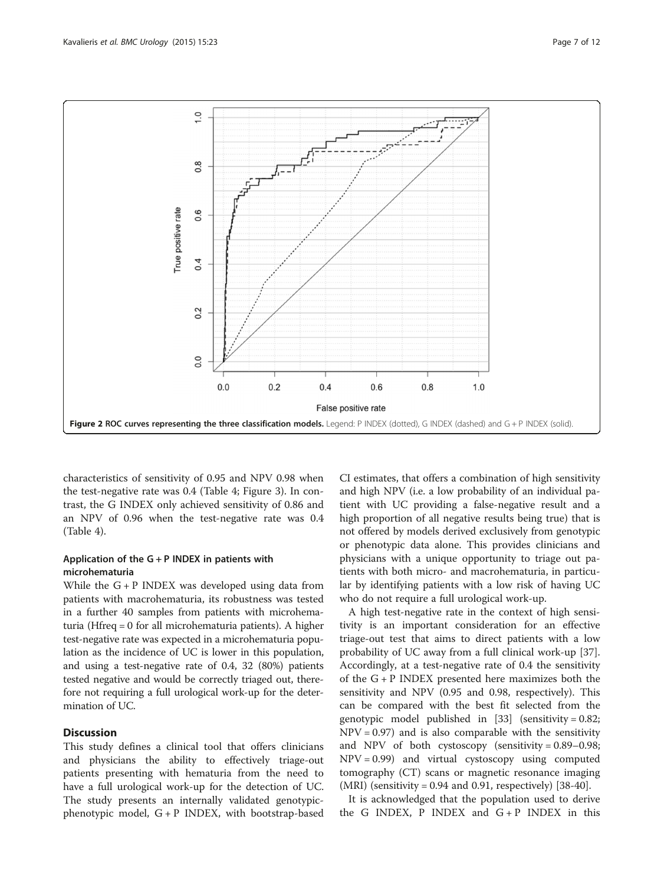Figure 2 ROC curves representing the three classification models. Legend: P INDEX (dotted), G INDEX (dashed) and G + P INDEX (solid).

characteristics of sensitivity of 0.95 and NPV 0.98 when the test-negative rate was 0.4 (Table 4; Figure 3). In contrast, the G INDEX only achieved sensitivity of 0.86 and an NPV of 0.96 when the test-negative rate was 0.4 (Table 4).

### Application of the G + P INDEX in patients with microhematuria

While the G + P INDEX was developed using data from patients with macrohematuria, its robustness was tested in a further 40 samples from patients with microhematuria (Hfreq = 0 for all microhematuria patients). A higher test-negative rate was expected in a microhematuria population as the incidence of UC is lower in this population, and using a test-negative rate of 0.4, 32 (80%) patients tested negative and would be correctly triaged out, therefore not requiring a full urological work-up for the determination of UC.

## Discussion

This study defines a clinical tool that offers clinicians and physicians the ability to effectively triage-out patients presenting with hematuria from the need to have a full urological work-up for the detection of UC. The study presents an internally validated genotypic-phenotypic model, G + P INDEX, with bootstrap-based CI estimates, that offers a combination of high sensitivity and high NPV (i.e. a low probability of an individual patient with UC providing a false-negative result and a high proportion of all negative results being true) that is not offered by models derived exclusively from genotypic or phenotypic data alone. This provides clinicians and physicians with a unique opportunity to triage out patients with both micro- and macrohematuria, in particular by identifying patients with a low risk of having UC who do not require a full urological work-up.

A high test-negative rate in the context of high sensitivity is an important consideration for an effective triage-out test that aims to direct patients with a low probability of UC away from a full clinical work-up [37]. Accordingly, at a test-negative rate of 0.4 the sensitivity of the G + P INDEX presented here maximizes both the sensitivity and NPV (0.95 and 0.98, respectively). This can be compared with the best fit selected from the genotypic model published in [33] (sensitivity = 0.82; NPV = 0.97) and is also comparable with the sensitivity and NPV of both cystoscopy (sensitivity = 0.89–0.98; NPV = 0.99) and virtual cystoscopy using computed tomography (CT) scans or magnetic resonance imaging (MRI) (sensitivity = 0.94 and 0.91, respectively) [38-40].

It is acknowledged that the population used to derive the G INDEX, P INDEX and G + P INDEX in this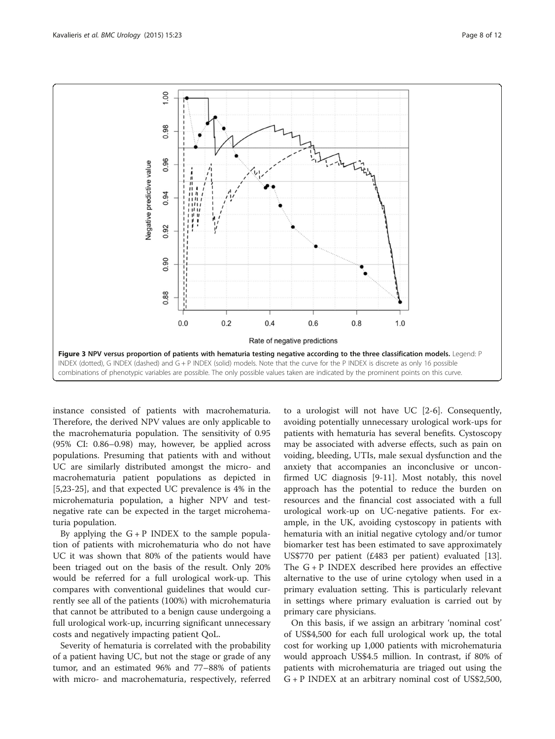**Figure 3 NPV versus proportion of patients with hematuria testing negative according to the three classification models.** Legend: P INDEX (dotted), G INDEX (dashed) and G + P INDEX (solid) models. Note that the curve for the P INDEX is discrete as only 16 possible combinations of phenotypic variables are possible. The only possible values taken are indicated by the prominent points on this curve.

instance consisted of patients with macrohematuria. Therefore, the derived NPV values are only applicable to the macrohematuria population. The sensitivity of 0.95 (95% CI: 0.86–0.98) may, however, be applied across populations. Presuming that patients with and without UC are similarly distributed amongst the micro- and macrohematuria patient populations as depicted in [5,23-25], and that expected UC prevalence is 4% in the microhematuria population, a higher NPV and test-negative rate can be expected in the target microhematuria population.

By applying the G + P INDEX to the sample population of patients with microhematuria who do not have UC it was shown that 80% of the patients would have been triaged out on the basis of the result. Only 20% would be referred for a full urological work-up. This compares with conventional guidelines that would currently see all of the patients (100%) with microhematuria that cannot be attributed to a benign cause undergoing a full urological work-up, incurring significant unnecessary costs and negatively impacting patient QoL.

Severity of hematuria is correlated with the probability of a patient having UC, but not the stage or grade of any tumor, and an estimated 96% and 77–88% of patients with micro- and macrohematuria, respectively, referred to a urologist will not have UC [2-6]. Consequently, avoiding potentially unnecessary urological work-ups for patients with hematuria has several benefits. Cystoscopy may be associated with adverse effects, such as pain on voiding, bleeding, UTIs, male sexual dysfunction and the anxiety that accompanies an inconclusive or unconfirmed UC diagnosis [9-11]. Most notably, this novel approach has the potential to reduce the burden on resources and the financial cost associated with a full urological work-up on UC-negative patients. For example, in the UK, avoiding cystoscopy in patients with hematuria with an initial negative cytology and/or tumor biomarker test has been estimated to save approximately US$770 per patient (£483 per patient) evaluated [13]. The G + P INDEX described here provides an effective alternative to the use of urine cytology when used in a primary evaluation setting. This is particularly relevant in settings where primary evaluation is carried out by primary care physicians.

On this basis, if we assign an arbitrary 'nominal cost' of US$4,500 for each full urological work up, the total cost for working up 1,000 patients with microhematuria would approach US$4.5 million. In contrast, if 80% of patients with microhematuria are triaged out using the G + P INDEX at an arbitrary nominal cost of US$2,500,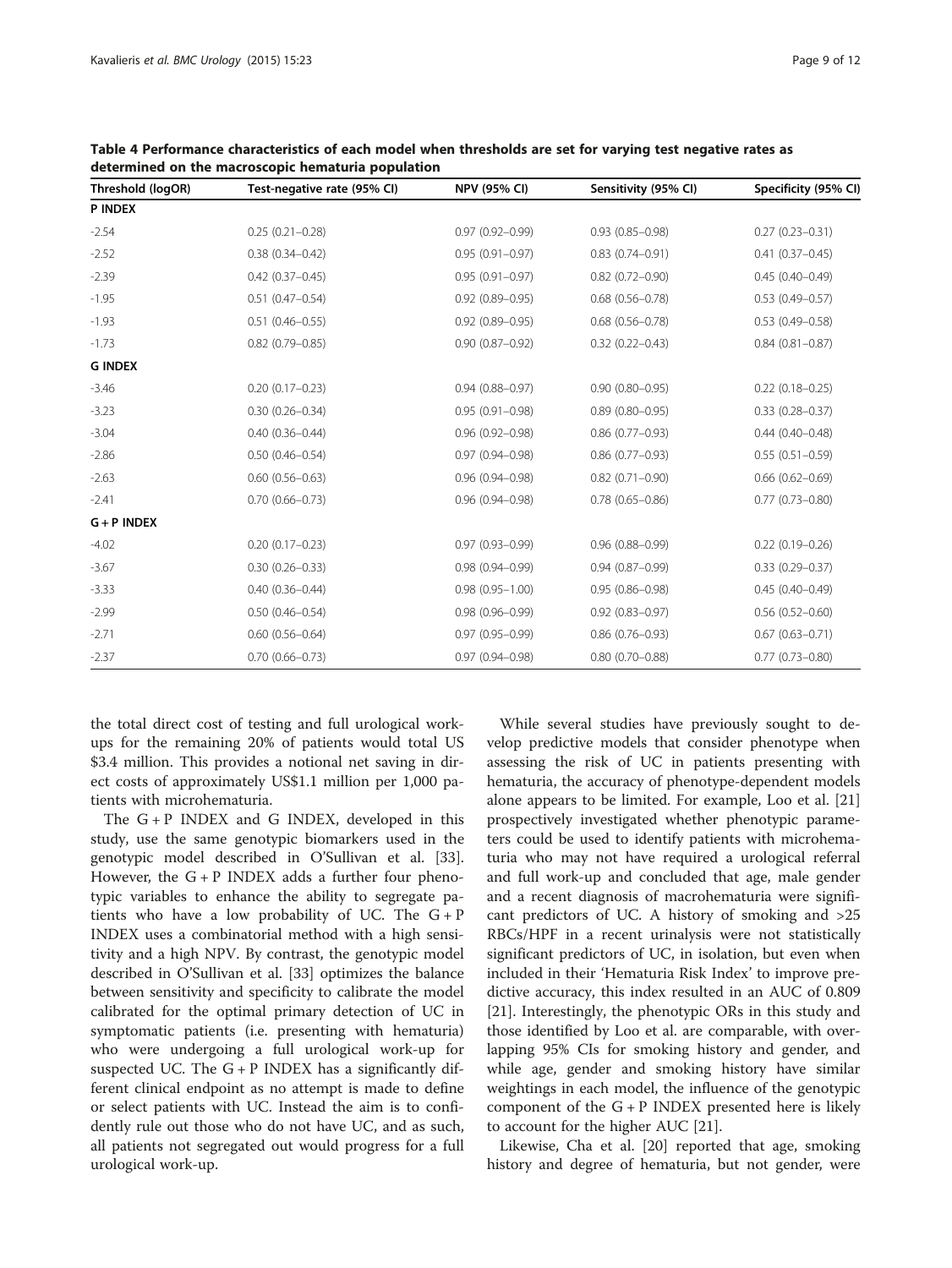**Table 4 Performance characteristics of each model when thresholds are set for varying test negative rates as determined on the macroscopic hematuria population**

| Threshold (logOR) | Test-negative rate (95% CI) | NPV (95% CI) | Sensitivity (95% CI) | Specificity (95% CI) |
|---|---|---|---|---|
| **P INDEX** | | | | |
| -2.54 | 0.25 (0.21–0.28) | 0.97 (0.92–0.99) | 0.93 (0.85–0.98) | 0.27 (0.23–0.31) |
| -2.52 | 0.38 (0.34–0.42) | 0.95 (0.91–0.97) | 0.83 (0.74–0.91) | 0.41 (0.37–0.45) |
| -2.39 | 0.42 (0.37–0.45) | 0.95 (0.91–0.97) | 0.82 (0.72–0.90) | 0.45 (0.40–0.49) |
| -1.95 | 0.51 (0.47–0.54) | 0.92 (0.89–0.95) | 0.68 (0.56–0.78) | 0.53 (0.49–0.57) |
| -1.93 | 0.51 (0.46–0.55) | 0.92 (0.89–0.95) | 0.68 (0.56–0.78) | 0.53 (0.49–0.58) |
| -1.73 | 0.82 (0.79–0.85) | 0.90 (0.87–0.92) | 0.32 (0.22–0.43) | 0.84 (0.81–0.87) |
| **G INDEX** | | | | |
| -3.46 | 0.20 (0.17–0.23) | 0.94 (0.88–0.97) | 0.90 (0.80–0.95) | 0.22 (0.18–0.25) |
| -3.23 | 0.30 (0.26–0.34) | 0.95 (0.91–0.98) | 0.89 (0.80–0.95) | 0.33 (0.28–0.37) |
| -3.04 | 0.40 (0.36–0.44) | 0.96 (0.92–0.98) | 0.86 (0.77–0.93) | 0.44 (0.40–0.48) |
| -2.86 | 0.50 (0.46–0.54) | 0.97 (0.94–0.98) | 0.86 (0.77–0.93) | 0.55 (0.51–0.59) |
| -2.63 | 0.60 (0.56–0.63) | 0.96 (0.94–0.98) | 0.82 (0.71–0.90) | 0.66 (0.62–0.69) |
| -2.41 | 0.70 (0.66–0.73) | 0.96 (0.94–0.98) | 0.78 (0.65–0.86) | 0.77 (0.73–0.80) |
| **G + P INDEX** | | | | |
| -4.02 | 0.20 (0.17–0.23) | 0.97 (0.93–0.99) | 0.96 (0.88–0.99) | 0.22 (0.19–0.26) |
| -3.67 | 0.30 (0.26–0.33) | 0.98 (0.94–0.99) | 0.94 (0.87–0.99) | 0.33 (0.29–0.37) |
| -3.33 | 0.40 (0.36–0.44) | 0.98 (0.95–1.00) | 0.95 (0.86–0.98) | 0.45 (0.40–0.49) |
| -2.99 | 0.50 (0.46–0.54) | 0.98 (0.96–0.99) | 0.92 (0.83–0.97) | 0.56 (0.52–0.60) |
| -2.71 | 0.60 (0.56–0.64) | 0.97 (0.95–0.99) | 0.86 (0.76–0.93) | 0.67 (0.63–0.71) |
| -2.37 | 0.70 (0.66–0.73) | 0.97 (0.94–0.98) | 0.80 (0.70–0.88) | 0.77 (0.73–0.80) |

the total direct cost of testing and full urological work-ups for the remaining 20% of patients would total US $3.4 million. This provides a notional net saving in direct costs of approximately US$1.1 million per 1,000 patients with microhematuria.

The G + P INDEX and G INDEX, developed in this study, use the same genotypic biomarkers used in the genotypic model described in O'Sullivan et al. [33]. However, the G + P INDEX adds a further four phenotypic variables to enhance the ability to segregate patients who have a low probability of UC. The G + P INDEX uses a combinatorial method with a high sensitivity and a high NPV. By contrast, the genotypic model described in O'Sullivan et al. [33] optimizes the balance between sensitivity and specificity to calibrate the model calibrated for the optimal primary detection of UC in symptomatic patients (i.e. presenting with hematuria) who were undergoing a full urological work-up for suspected UC. The G + P INDEX has a significantly different clinical endpoint as no attempt is made to define or select patients with UC. Instead the aim is to confidently rule out those who do not have UC, and as such, all patients not segregated out would progress for a full urological work-up.

While several studies have previously sought to develop predictive models that consider phenotype when assessing the risk of UC in patients presenting with hematuria, the accuracy of phenotype-dependent models alone appears to be limited. For example, Loo et al. [21] prospectively investigated whether phenotypic parameters could be used to identify patients with microhematuria who may not have required a urological referral and full work-up and concluded that age, male gender and a recent diagnosis of macrohematuria were significant predictors of UC. A history of smoking and >25 RBCs/HPF in a recent urinalysis were not statistically significant predictors of UC, in isolation, but even when included in their 'Hematuria Risk Index' to improve predictive accuracy, this index resulted in an AUC of 0.809 [21]. Interestingly, the phenotypic ORs in this study and those identified by Loo et al. are comparable, with overlapping 95% CIs for smoking history and gender, and while age, gender and smoking history have similar weightings in each model, the influence of the genotypic component of the G + P INDEX presented here is likely to account for the higher AUC [21].

Likewise, Cha et al. [20] reported that age, smoking history and degree of hematuria, but not gender, were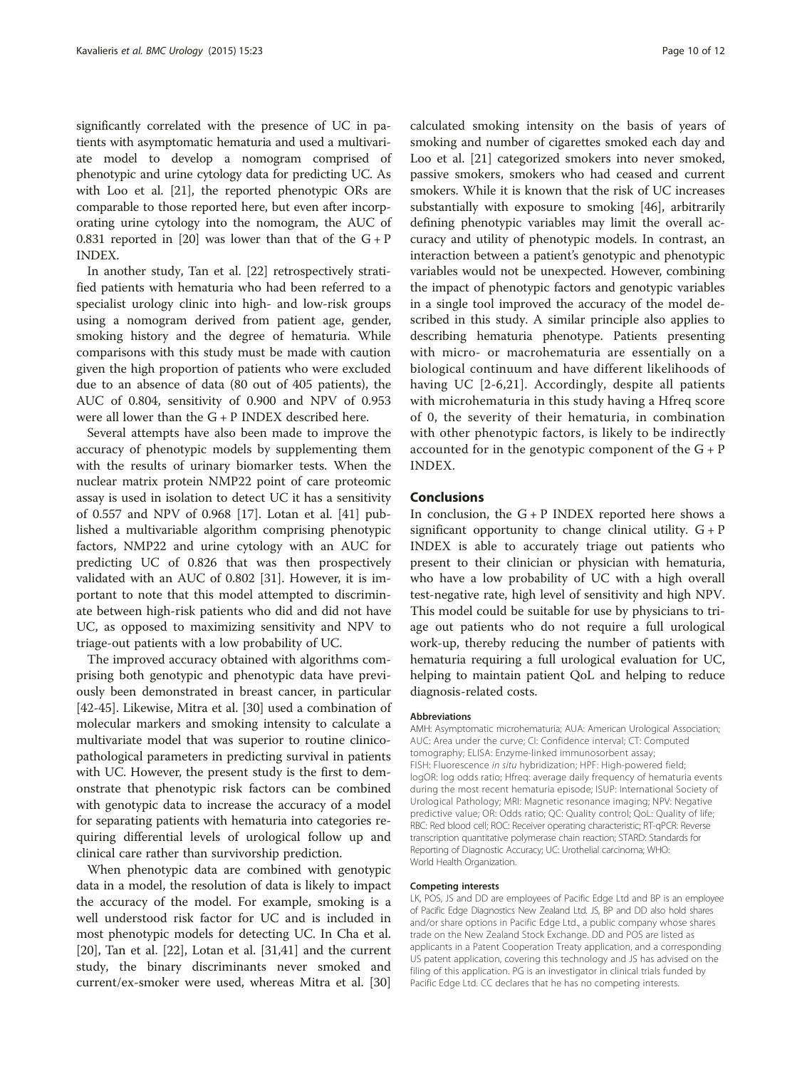significantly correlated with the presence of UC in patients with asymptomatic hematuria and used a multivariate model to develop a nomogram comprised of phenotypic and urine cytology data for predicting UC. As with Loo et al. [21], the reported phenotypic ORs are comparable to those reported here, but even after incorporating urine cytology into the nomogram, the AUC of 0.831 reported in [20] was lower than that of the G + P INDEX.

In another study, Tan et al. [22] retrospectively stratified patients with hematuria who had been referred to a specialist urology clinic into high- and low-risk groups using a nomogram derived from patient age, gender, smoking history and the degree of hematuria. While comparisons with this study must be made with caution given the high proportion of patients who were excluded due to an absence of data (80 out of 405 patients), the AUC of 0.804, sensitivity of 0.900 and NPV of 0.953 were all lower than the G + P INDEX described here.

Several attempts have also been made to improve the accuracy of phenotypic models by supplementing them with the results of urinary biomarker tests. When the nuclear matrix protein NMP22 point of care proteomic assay is used in isolation to detect UC it has a sensitivity of 0.557 and NPV of 0.968 [17]. Lotan et al. [41] published a multivariable algorithm comprising phenotypic factors, NMP22 and urine cytology with an AUC for predicting UC of 0.826 that was then prospectively validated with an AUC of 0.802 [31]. However, it is important to note that this model attempted to discriminate between high-risk patients who did and did not have UC, as opposed to maximizing sensitivity and NPV to triage-out patients with a low probability of UC.

The improved accuracy obtained with algorithms comprising both genotypic and phenotypic data have previously been demonstrated in breast cancer, in particular [42-45]. Likewise, Mitra et al. [30] used a combination of molecular markers and smoking intensity to calculate a multivariate model that was superior to routine clinicopathological parameters in predicting survival in patients with UC. However, the present study is the first to demonstrate that phenotypic risk factors can be combined with genotypic data to increase the accuracy of a model for separating patients with hematuria into categories requiring differential levels of urological follow up and clinical care rather than survivorship prediction.

When phenotypic data are combined with genotypic data in a model, the resolution of data is likely to impact the accuracy of the model. For example, smoking is a well understood risk factor for UC and is included in most phenotypic models for detecting UC. In Cha et al. [20], Tan et al. [22], Lotan et al. [31,41] and the current study, the binary discriminants never smoked and current/ex-smoker were used, whereas Mitra et al. [30] calculated smoking intensity on the basis of years of smoking and number of cigarettes smoked each day and Loo et al. [21] categorized smokers into never smoked, passive smokers, smokers who had ceased and current smokers. While it is known that the risk of UC increases substantially with exposure to smoking [46], arbitrarily defining phenotypic variables may limit the overall accuracy and utility of phenotypic models. In contrast, an interaction between a patient's genotypic and phenotypic variables would not be unexpected. However, combining the impact of phenotypic factors and genotypic variables in a single tool improved the accuracy of the model described in this study. A similar principle also applies to describing hematuria phenotype. Patients presenting with micro- or macrohematuria are essentially on a biological continuum and have different likelihoods of having UC [2-6,21]. Accordingly, despite all patients with microhematuria in this study having a Hfreq score of 0, the severity of their hematuria, in combination with other phenotypic factors, is likely to be indirectly accounted for in the genotypic component of the G + P INDEX.

## Conclusions

In conclusion, the G + P INDEX reported here shows a significant opportunity to change clinical utility. G + P INDEX is able to accurately triage out patients who present to their clinician or physician with hematuria, who have a low probability of UC with a high overall test-negative rate, high level of sensitivity and high NPV. This model could be suitable for use by physicians to triage out patients who do not require a full urological work-up, thereby reducing the number of patients with hematuria requiring a full urological evaluation for UC, helping to maintain patient QoL and helping to reduce diagnosis-related costs.

#### Abbreviations

AMH: Asymptomatic microhematuria; AUA: American Urological Association; AUC: Area under the curve; CI: Confidence interval; CT: Computed tomography; ELISA: Enzyme-linked immunosorbent assay; FISH: Fluorescence *in situ* hybridization; HPF: High-powered field; logOR: log odds ratio; Hfreq: average daily frequency of hematuria events during the most recent hematuria episode; ISUP: International Society of Urological Pathology; MRI: Magnetic resonance imaging; NPV: Negative predictive value; OR: Odds ratio; QC: Quality control; QoL: Quality of life; RBC: Red blood cell; ROC: Receiver operating characteristic; RT-qPCR: Reverse transcription quantitative polymerase chain reaction; STARD: Standards for Reporting of Diagnostic Accuracy; UC: Urothelial carcinoma; WHO: World Health Organization.

#### Competing interests

LK, POS, JS and DD are employees of Pacific Edge Ltd and BP is an employee of Pacific Edge Diagnostics New Zealand Ltd. JS, BP and DD also hold shares and/or share options in Pacific Edge Ltd., a public company whose shares trade on the New Zealand Stock Exchange. DD and POS are listed as applicants in a Patent Cooperation Treaty application, and a corresponding US patent application, covering this technology and JS has advised on the filing of this application. PG is an investigator in clinical trials funded by Pacific Edge Ltd. CC declares that he has no competing interests.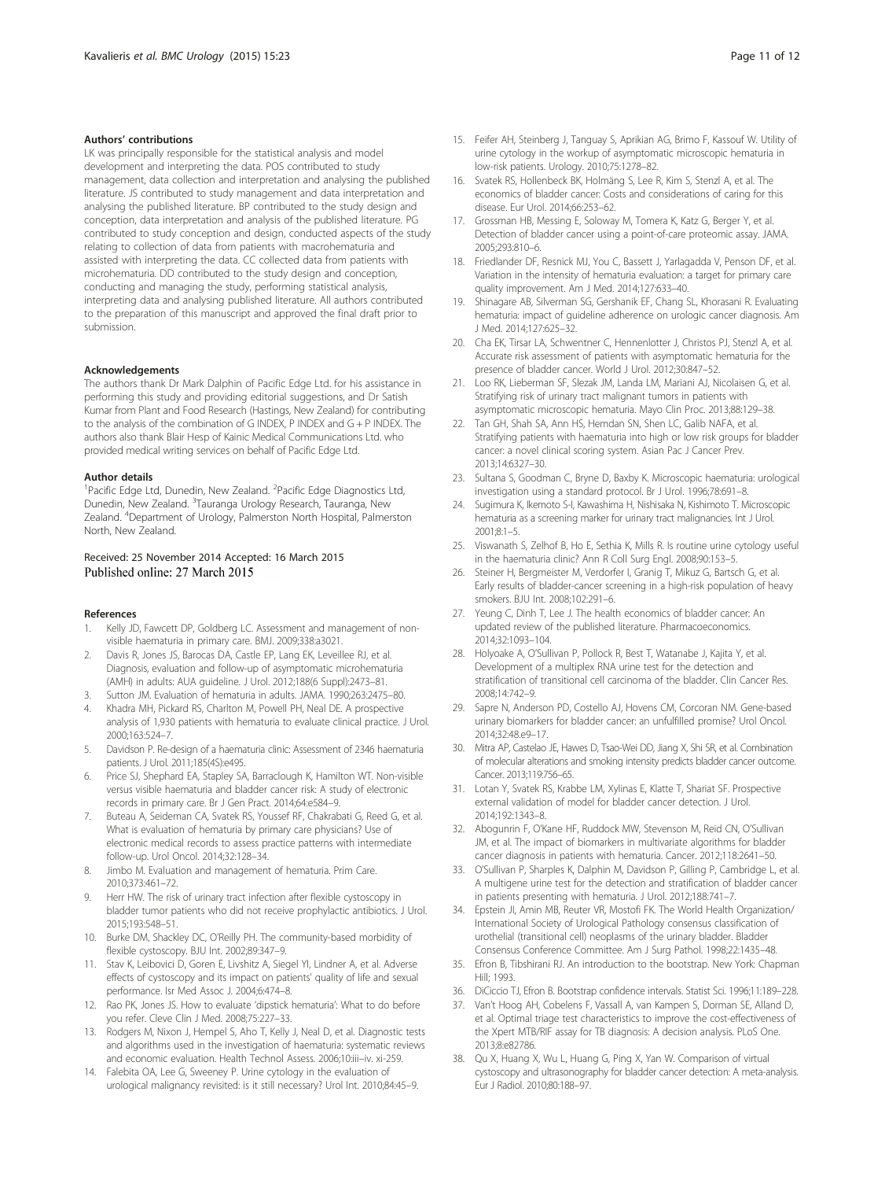### Authors' contributions

LK was principally responsible for the statistical analysis and model development and interpreting the data. POS contributed to study management, data collection and interpretation and analysing the published literature. JS contributed to study management and data interpretation and analysing the published literature. BP contributed to the study design and conception, data interpretation and analysis of the published literature. PG contributed to study conception and design, conducted aspects of the study relating to collection of data from patients with macrohematuria and assisted with interpreting the data. CC collected data from patients with microhematuria. DD contributed to the study design and conception, conducting and managing the study, performing statistical analysis, interpreting data and analysing published literature. All authors contributed to the preparation of this manuscript and approved the final draft prior to submission.

### Acknowledgements

The authors thank Dr Mark Dalphin of Pacific Edge Ltd. for his assistance in performing this study and providing editorial suggestions, and Dr Satish Kumar from Plant and Food Research (Hastings, New Zealand) for contributing to the analysis of the combination of G INDEX, P INDEX and G + P INDEX. The authors also thank Blair Hesp of Kainic Medical Communications Ltd. who provided medical writing services on behalf of Pacific Edge Ltd.

### Author details

[1]Pacific Edge Ltd, Dunedin, New Zealand. [2]Pacific Edge Diagnostics Ltd, Dunedin, New Zealand. [3]Tauranga Urology Research, Tauranga, New Zealand. [4]Department of Urology, Palmerston North Hospital, Palmerston North, New Zealand.

Received: 25 November 2014 Accepted: 16 March 2015
Published online: 27 March 2015

### References

1. Kelly JD, Fawcett DP, Goldberg LC. Assessment and management of non-visible haematuria in primary care. BMJ. 2009;338:a3021.
2. Davis R, Jones JS, Barocas DA, Castle EP, Lang EK, Leveillee RJ, et al. Diagnosis, evaluation and follow-up of asymptomatic microhematuria (AMH) in adults: AUA guideline. J Urol. 2012;188(6 Suppl):2473–81.
3. Sutton JM. Evaluation of hematuria in adults. JAMA. 1990;263:2475–80.
4. Khadra MH, Pickard RS, Charlton M, Powell PH, Neal DE. A prospective analysis of 1,930 patients with hematuria to evaluate clinical practice. J Urol. 2000;163:524–7.
5. Davidson P. Re-design of a haematuria clinic: Assessment of 2346 haematuria patients. J Urol. 2011;185(4S):e495.
6. Price SJ, Shephard EA, Stapley SA, Barraclough K, Hamilton WT. Non-visible versus visible haematuria and bladder cancer risk: A study of electronic records in primary care. Br J Gen Pract. 2014;64:e584–9.
7. Buteau A, Seideman CA, Svatek RS, Youssef RF, Chakrabati G, Reed G, et al. What is evaluation of hematuria by primary care physicians? Use of electronic medical records to assess practice patterns with intermediate follow-up. Urol Oncol. 2014;32:128–34.
8. Jimbo M. Evaluation and management of hematuria. Prim Care. 2010;373:461–72.
9. Herr HW. The risk of urinary tract infection after flexible cystoscopy in bladder tumor patients who did not receive prophylactic antibiotics. J Urol. 2015;193:548–51.
10. Burke DM, Shackley DC, O'Reilly PH. The community-based morbidity of flexible cystoscopy. BJU Int. 2002;89:347–9.
11. Stav K, Leibovici D, Goren E, Livshitz A, Siegel YI, Lindner A, et al. Adverse effects of cystoscopy and its impact on patients' quality of life and sexual performance. Isr Med Assoc J. 2004;6:474–8.
12. Rao PK, Jones JS. How to evaluate 'dipstick hematuria': What to do before you refer. Cleve Clin J Med. 2008;75:227–33.
13. Rodgers M, Nixon J, Hempel S, Aho T, Kelly J, Neal D, et al. Diagnostic tests and algorithms used in the investigation of haematuria: systematic reviews and economic evaluation. Health Technol Assess. 2006;10:iii–iv. xi-259.
14. Falebita OA, Lee G, Sweeney P. Urine cytology in the evaluation of urological malignancy revisited: is it still necessary? Urol Int. 2010;84:45–9.
15. Feifer AH, Steinberg J, Tanguay S, Aprikian AG, Brimo F, Kassouf W. Utility of urine cytology in the workup of asymptomatic microscopic hematuria in low-risk patients. Urology. 2010;75:1278–82.
16. Svatek RS, Hollenbeck BK, Holmäng S, Lee R, Kim S, Stenzl A, et al. The economics of bladder cancer: Costs and considerations of caring for this disease. Eur Urol. 2014;66:253–62.
17. Grossman HB, Messing E, Soloway M, Tomera K, Katz G, Berger Y, et al. Detection of bladder cancer using a point-of-care proteomic assay. JAMA. 2005;293:810–6.
18. Friedlander DF, Resnick MJ, You C, Bassett J, Yarlagadda V, Penson DF, et al. Variation in the intensity of hematuria evaluation: a target for primary care quality improvement. Am J Med. 2014;127:633–40.
19. Shinagare AB, Silverman SG, Gershanik EF, Chang SL, Khorasani R. Evaluating hematuria: impact of guideline adherence on urologic cancer diagnosis. Am J Med. 2014;127:625–32.
20. Cha EK, Tirsar LA, Schwentner C, Hennenlotter J, Christos PJ, Stenzl A, et al. Accurate risk assessment of patients with asymptomatic hematuria for the presence of bladder cancer. World J Urol. 2012;30:847–52.
21. Loo RK, Lieberman SF, Slezak JM, Landa LM, Mariani AJ, Nicolaisen G, et al. Stratifying risk of urinary tract malignant tumors in patients with asymptomatic microscopic hematuria. Mayo Clin Proc. 2013;88:129–38.
22. Tan GH, Shah SA, Ann HS, Hemdan SN, Shen LC, Galib NAFA, et al. Stratifying patients with haematuria into high or low risk groups for bladder cancer: a novel clinical scoring system. Asian Pac J Cancer Prev. 2013;14:6327–30.
23. Sultana S, Goodman C, Bryne D, Baxby K. Microscopic haematuria: urological investigation using a standard protocol. Br J Urol. 1996;78:691–8.
24. Sugimura K, Ikemoto S-I, Kawashima H, Nishisaka N, Kishimoto T. Microscopic hematuria as a screening marker for urinary tract malignancies. Int J Urol. 2001;8:1–5.
25. Viswanath S, Zelhof B, Ho E, Sethia K, Mills R. Is routine urine cytology useful in the haematuria clinic? Ann R Coll Surg Engl. 2008;90:153–5.
26. Steiner H, Bergmeister M, Verdorfer I, Granig T, Mikuz G, Bartsch G, et al. Early results of bladder-cancer screening in a high-risk population of heavy smokers. BJU Int. 2008;102:291–6.
27. Yeung C, Dinh T, Lee J. The health economics of bladder cancer: An updated review of the published literature. Pharmacoeconomics. 2014;32:1093–104.
28. Holyoake A, O'Sullivan P, Pollock R, Best T, Watanabe J, Kajita Y, et al. Development of a multiplex RNA urine test for the detection and stratification of transitional cell carcinoma of the bladder. Clin Cancer Res. 2008;14:742–9.
29. Sapre N, Anderson PD, Costello AJ, Hovens CM, Corcoran NM. Gene-based urinary biomarkers for bladder cancer: an unfulfilled promise? Urol Oncol. 2014;32:48.e9–17.
30. Mitra AP, Castelao JE, Hawes D, Tsao-Wei DD, Jiang X, Shi SR, et al. Combination of molecular alterations and smoking intensity predicts bladder cancer outcome. Cancer. 2013;119:756–65.
31. Lotan Y, Svatek RS, Krabbe LM, Xylinas E, Klatte T, Shariat SF. Prospective external validation of model for bladder cancer detection. J Urol. 2014;192:1343–8.
32. Abogunrin F, O'Kane HF, Ruddock MW, Stevenson M, Reid CN, O'Sullivan JM, et al. The impact of biomarkers in multivariate algorithms for bladder cancer diagnosis in patients with hematuria. Cancer. 2012;118:2641–50.
33. O'Sullivan P, Sharples K, Dalphin M, Davidson P, Gilling P, Cambridge L, et al. A multigene urine test for the detection and stratification of bladder cancer in patients presenting with hematuria. J Urol. 2012;188:741–7.
34. Epstein JI, Amin MB, Reuter VR, Mostofi FK. The World Health Organization/International Society of Urological Pathology consensus classification of urothelial (transitional cell) neoplasms of the urinary bladder. Bladder Consensus Conference Committee. Am J Surg Pathol. 1998;22:1435–48.
35. Efron B, Tibshirani RJ. An introduction to the bootstrap. New York: Chapman Hill; 1993.
36. DiCiccio TJ, Efron B. Bootstrap confidence intervals. Statist Sci. 1996;11:189–228.
37. Van't Hoog AH, Cobelens F, Vassall A, van Kampen S, Dorman SE, Alland D, et al. Optimal triage test characteristics to improve the cost-effectiveness of the Xpert MTB/RIF assay for TB diagnosis: A decision analysis. PLoS One. 2013;8:e82786.
38. Qu X, Huang X, Wu L, Huang G, Ping X, Yan W. Comparison of virtual cystoscopy and ultrasonography for bladder cancer detection: A meta-analysis. Eur J Radiol. 2010;80:188–97.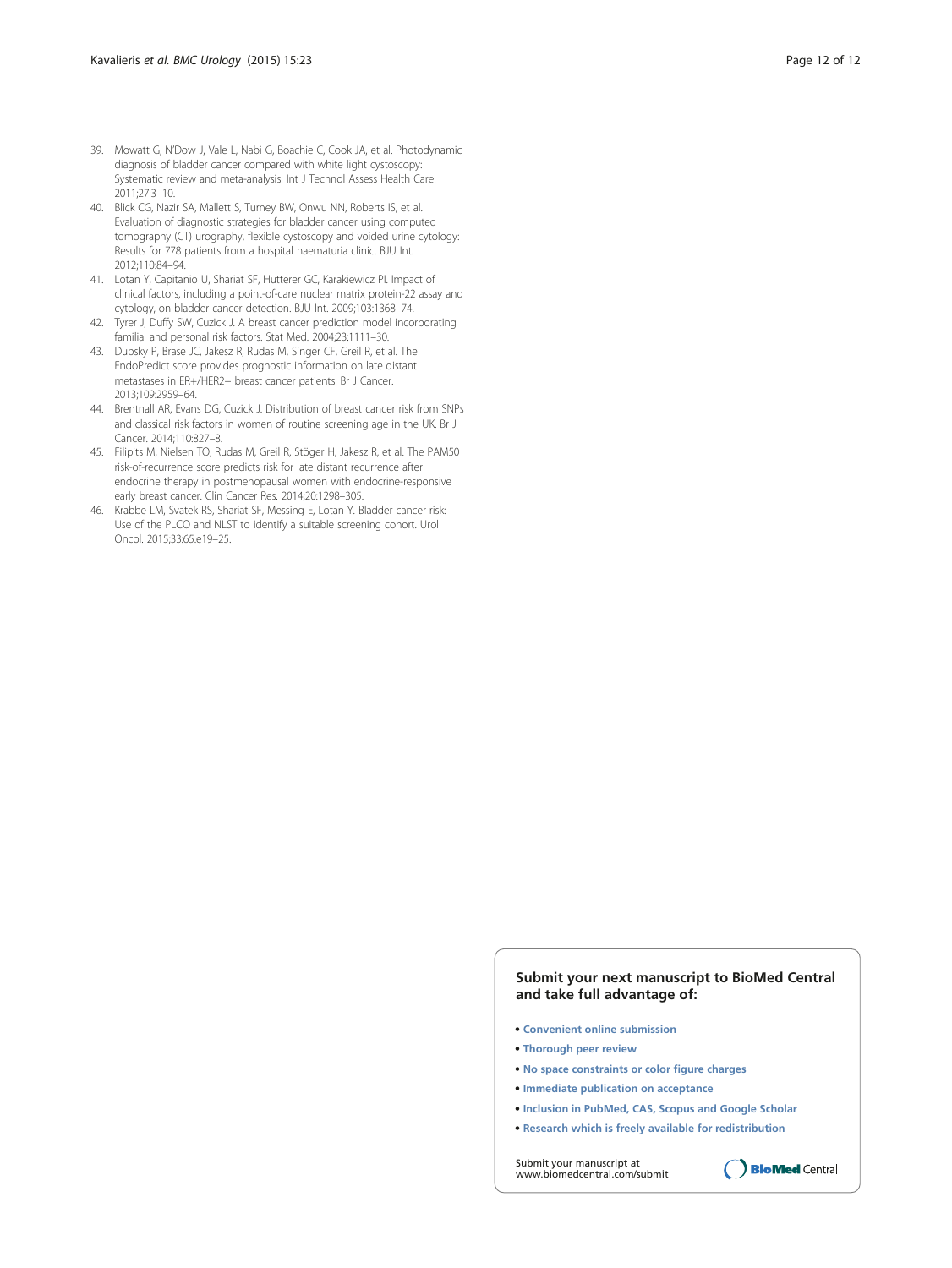39. Mowatt G, N'Dow J, Vale L, Nabi G, Boachie C, Cook JA, et al. Photodynamic diagnosis of bladder cancer compared with white light cystoscopy: Systematic review and meta-analysis. Int J Technol Assess Health Care. 2011;27:3–10.
40. Blick CG, Nazir SA, Mallett S, Turney BW, Onwu NN, Roberts IS, et al. Evaluation of diagnostic strategies for bladder cancer using computed tomography (CT) urography, flexible cystoscopy and voided urine cytology: Results for 778 patients from a hospital haematuria clinic. BJU Int. 2012;110:84–94.
41. Lotan Y, Capitanio U, Shariat SF, Hutterer GC, Karakiewicz PI. Impact of clinical factors, including a point-of-care nuclear matrix protein-22 assay and cytology, on bladder cancer detection. BJU Int. 2009;103:1368–74.
42. Tyrer J, Duffy SW, Cuzick J. A breast cancer prediction model incorporating familial and personal risk factors. Stat Med. 2004;23:1111–30.
43. Dubsky P, Brase JC, Jakesz R, Rudas M, Singer CF, Greil R, et al. The EndoPredict score provides prognostic information on late distant metastases in ER+/HER2− breast cancer patients. Br J Cancer. 2013;109:2959–64.
44. Brentnall AR, Evans DG, Cuzick J. Distribution of breast cancer risk from SNPs and classical risk factors in women of routine screening age in the UK. Br J Cancer. 2014;110:827–8.
45. Filipits M, Nielsen TO, Rudas M, Greil R, Stöger H, Jakesz R, et al. The PAM50 risk-of-recurrence score predicts risk for late distant recurrence after endocrine therapy in postmenopausal women with endocrine-responsive early breast cancer. Clin Cancer Res. 2014;20:1298–305.
46. Krabbe LM, Svatek RS, Shariat SF, Messing E, Lotan Y. Bladder cancer risk: Use of the PLCO and NLST to identify a suitable screening cohort. Urol Oncol. 2015;33:65.e19–25.

**Submit your next manuscript to BioMed Central and take full advantage of:**

- **Convenient online submission**
- **Thorough peer review**
- **No space constraints or color figure charges**
- **Immediate publication on acceptance**
- **Inclusion in PubMed, CAS, Scopus and Google Scholar**
- **Research which is freely available for redistribution**

Submit your manuscript at
www.biomedcentral.com/submit

BioMed Central